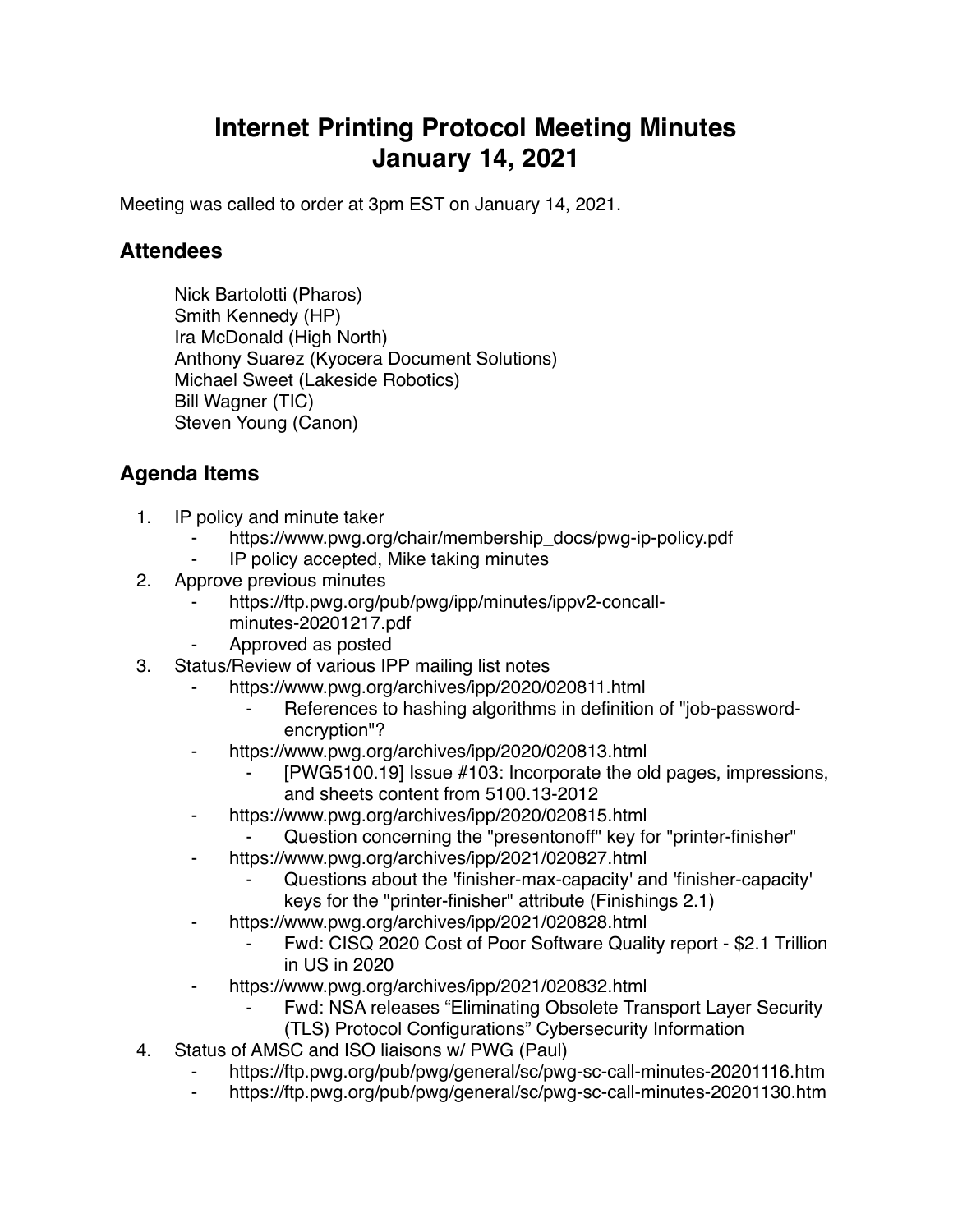# Internet Printing Protocol Meeting Minutes
# January 14, 2021

Meeting was called to order at 3pm EST on January 14, 2021.

## Attendees

Nick Bartolotti (Pharos)
Smith Kennedy (HP)
Ira McDonald (High North)
Anthony Suarez (Kyocera Document Solutions)
Michael Sweet (Lakeside Robotics)
Bill Wagner (TIC)
Steven Young (Canon)

## Agenda Items

1. IP policy and minute taker
    - https://www.pwg.org/chair/membership_docs/pwg-ip-policy.pdf
    - IP policy accepted, Mike taking minutes
2. Approve previous minutes
    - https://ftp.pwg.org/pub/pwg/ipp/minutes/ippv2-concall-minutes-20201217.pdf
    - Approved as posted
3. Status/Review of various IPP mailing list notes
    - https://www.pwg.org/archives/ipp/2020/020811.html
        - References to hashing algorithms in definition of "job-password-encryption"?
    - https://www.pwg.org/archives/ipp/2020/020813.html
        - [PWG5100.19] Issue #103: Incorporate the old pages, impressions, and sheets content from 5100.13-2012
    - https://www.pwg.org/archives/ipp/2020/020815.html
        - Question concerning the "presentonoff" key for "printer-finisher"
    - https://www.pwg.org/archives/ipp/2021/020827.html
        - Questions about the 'finisher-max-capacity' and 'finisher-capacity' keys for the "printer-finisher" attribute (Finishings 2.1)
    - https://www.pwg.org/archives/ipp/2021/020828.html
        - Fwd: CISQ 2020 Cost of Poor Software Quality report - $2.1 Trillion in US in 2020
    - https://www.pwg.org/archives/ipp/2021/020832.html
        - Fwd: NSA releases “Eliminating Obsolete Transport Layer Security (TLS) Protocol Configurations” Cybersecurity Information
4. Status of AMSC and ISO liaisons w/ PWG (Paul)
    - https://ftp.pwg.org/pub/pwg/general/sc/pwg-sc-call-minutes-20201116.htm
    - https://ftp.pwg.org/pub/pwg/general/sc/pwg-sc-call-minutes-20201130.htm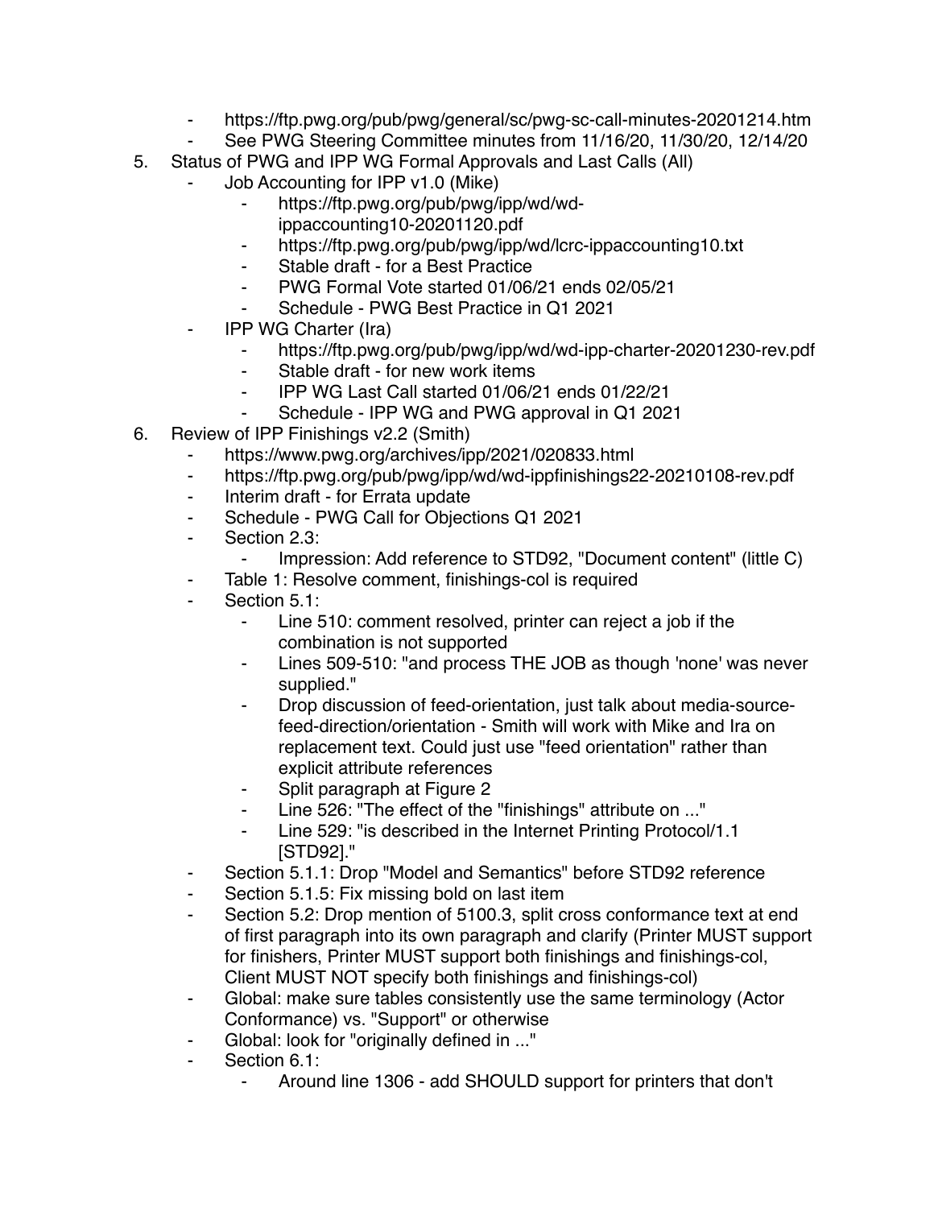- https://ftp.pwg.org/pub/pwg/general/sc/pwg-sc-call-minutes-20201214.htm
- See PWG Steering Committee minutes from 11/16/20, 11/30/20, 12/14/20

5. Status of PWG and IPP WG Formal Approvals and Last Calls (All)
    - Job Accounting for IPP v1.0 (Mike)
        - https://ftp.pwg.org/pub/pwg/ipp/wd/wd-ippaccounting10-20201120.pdf
        - https://ftp.pwg.org/pub/pwg/ipp/wd/lcrc-ippaccounting10.txt
        - Stable draft - for a Best Practice
        - PWG Formal Vote started 01/06/21 ends 02/05/21
        - Schedule - PWG Best Practice in Q1 2021
    - IPP WG Charter (Ira)
        - https://ftp.pwg.org/pub/pwg/ipp/wd/wd-ipp-charter-20201230-rev.pdf
        - Stable draft - for new work items
        - IPP WG Last Call started 01/06/21 ends 01/22/21
        - Schedule - IPP WG and PWG approval in Q1 2021
6. Review of IPP Finishings v2.2 (Smith)
    - https://www.pwg.org/archives/ipp/2021/020833.html
    - https://ftp.pwg.org/pub/pwg/ipp/wd/wd-ippfinishings22-20210108-rev.pdf
    - Interim draft - for Errata update
    - Schedule - PWG Call for Objections Q1 2021
    - Section 2.3:
        - Impression: Add reference to STD92, "Document content" (little C)
    - Table 1: Resolve comment, finishings-col is required
    - Section 5.1:
        - Line 510: comment resolved, printer can reject a job if the combination is not supported
        - Lines 509-510: "and process THE JOB as though 'none' was never supplied."
        - Drop discussion of feed-orientation, just talk about media-source-feed-direction/orientation - Smith will work with Mike and Ira on replacement text. Could just use "feed orientation" rather than explicit attribute references
        - Split paragraph at Figure 2
        - Line 526: "The effect of the "finishings" attribute on ..."
        - Line 529: "is described in the Internet Printing Protocol/1.1 [STD92]."
    - Section 5.1.1: Drop "Model and Semantics" before STD92 reference
    - Section 5.1.5: Fix missing bold on last item
    - Section 5.2: Drop mention of 5100.3, split cross conformance text at end of first paragraph into its own paragraph and clarify (Printer MUST support for finishers, Printer MUST support both finishings and finishings-col, Client MUST NOT specify both finishings and finishings-col)
    - Global: make sure tables consistently use the same terminology (Actor Conformance) vs. "Support" or otherwise
    - Global: look for "originally defined in ..."
    - Section 6.1:
        - Around line 1306 - add SHOULD support for printers that don't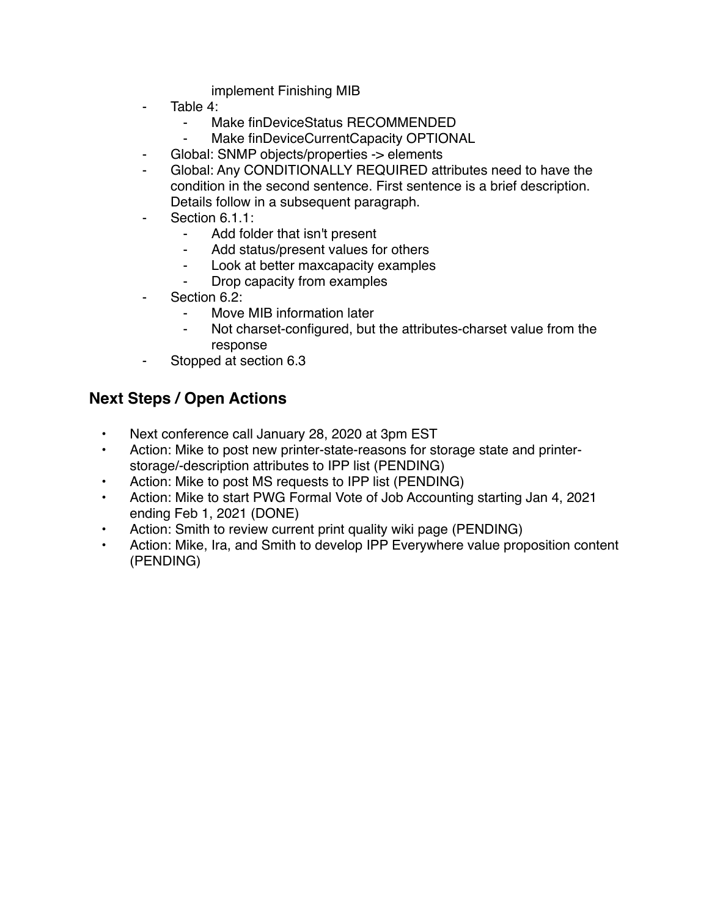implement Finishing MIB

- Table 4:
    - Make finDeviceStatus RECOMMENDED
    - Make finDeviceCurrentCapacity OPTIONAL
- Global: SNMP objects/properties -> elements
- Global: Any CONDITIONALLY REQUIRED attributes need to have the condition in the second sentence. First sentence is a brief description. Details follow in a subsequent paragraph.
- Section 6.1.1:
    - Add folder that isn't present
    - Add status/present values for others
    - Look at better maxcapacity examples
    - Drop capacity from examples
- Section 6.2:
    - Move MIB information later
    - Not charset-configured, but the attributes-charset value from the response
- Stopped at section 6.3

## Next Steps / Open Actions

- Next conference call January 28, 2020 at 3pm EST
- Action: Mike to post new printer-state-reasons for storage state and printer-storage/-description attributes to IPP list (PENDING)
- Action: Mike to post MS requests to IPP list (PENDING)
- Action: Mike to start PWG Formal Vote of Job Accounting starting Jan 4, 2021 ending Feb 1, 2021 (DONE)
- Action: Smith to review current print quality wiki page (PENDING)
- Action: Mike, Ira, and Smith to develop IPP Everywhere value proposition content (PENDING)